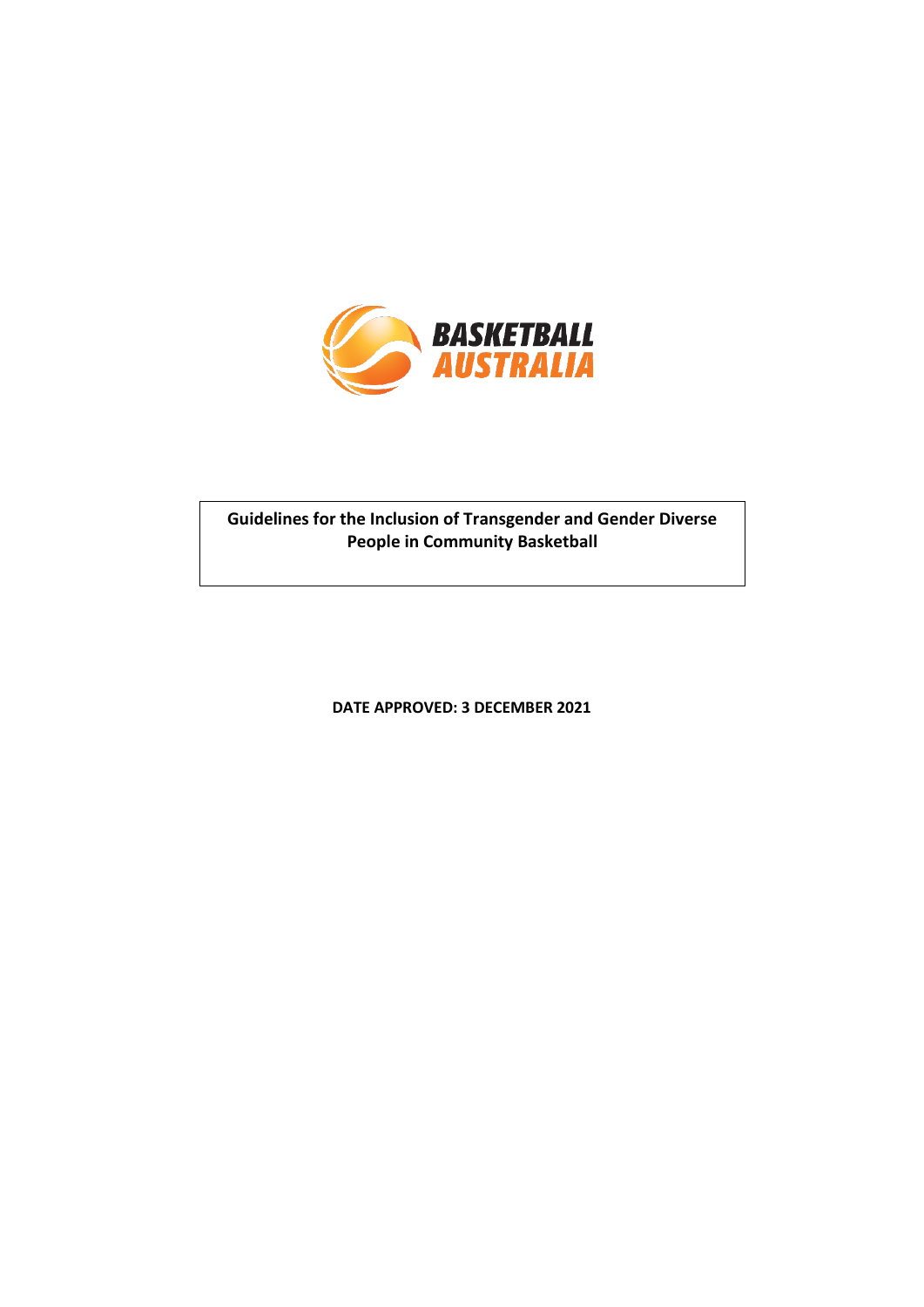BASKETBALL AUSTRALIA

**Guidelines for the Inclusion of Transgender and Gender Diverse People in Community Basketball**

**DATE APPROVED: 3 DECEMBER 2021**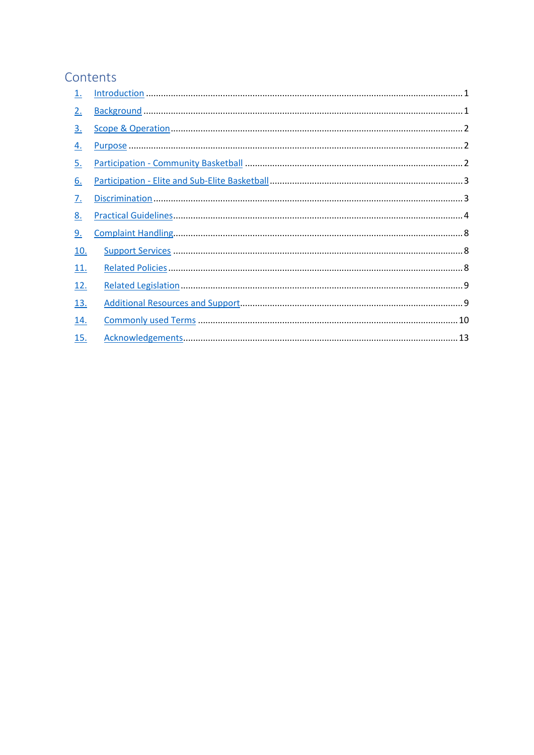# Contents

1. Introduction ........................................................................ 1
2. Background ........................................................................ 1
3. Scope & Operation ........................................................................ 2
4. Purpose ........................................................................ 2
5. Participation - Community Basketball ........................................................................ 2
6. Participation - Elite and Sub-Elite Basketball ........................................................................ 3
7. Discrimination ........................................................................ 3
8. Practical Guidelines ........................................................................ 4
9. Complaint Handling ........................................................................ 8
10. Support Services ........................................................................ 8
11. Related Policies ........................................................................ 8
12. Related Legislation ........................................................................ 9
13. Additional Resources and Support ........................................................................ 9
14. Commonly used Terms ........................................................................ 10
15. Acknowledgements ........................................................................ 13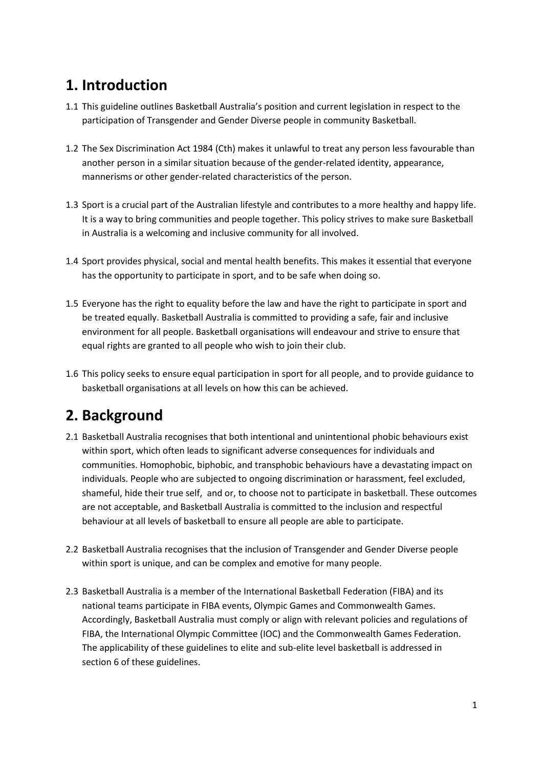# 1. Introduction

1.1 This guideline outlines Basketball Australia's position and current legislation in respect to the participation of Transgender and Gender Diverse people in community Basketball.

1.2 The Sex Discrimination Act 1984 (Cth) makes it unlawful to treat any person less favourable than another person in a similar situation because of the gender-related identity, appearance, mannerisms or other gender-related characteristics of the person.

1.3 Sport is a crucial part of the Australian lifestyle and contributes to a more healthy and happy life. It is a way to bring communities and people together. This policy strives to make sure Basketball in Australia is a welcoming and inclusive community for all involved.

1.4 Sport provides physical, social and mental health benefits. This makes it essential that everyone has the opportunity to participate in sport, and to be safe when doing so.

1.5 Everyone has the right to equality before the law and have the right to participate in sport and be treated equally. Basketball Australia is committed to providing a safe, fair and inclusive environment for all people. Basketball organisations will endeavour and strive to ensure that equal rights are granted to all people who wish to join their club.

1.6 This policy seeks to ensure equal participation in sport for all people, and to provide guidance to basketball organisations at all levels on how this can be achieved.

# 2. Background

2.1 Basketball Australia recognises that both intentional and unintentional phobic behaviours exist within sport, which often leads to significant adverse consequences for individuals and communities. Homophobic, biphobic, and transphobic behaviours have a devastating impact on individuals. People who are subjected to ongoing discrimination or harassment, feel excluded, shameful, hide their true self, and or, to choose not to participate in basketball. These outcomes are not acceptable, and Basketball Australia is committed to the inclusion and respectful behaviour at all levels of basketball to ensure all people are able to participate.

2.2 Basketball Australia recognises that the inclusion of Transgender and Gender Diverse people within sport is unique, and can be complex and emotive for many people.

2.3 Basketball Australia is a member of the International Basketball Federation (FIBA) and its national teams participate in FIBA events, Olympic Games and Commonwealth Games. Accordingly, Basketball Australia must comply or align with relevant policies and regulations of FIBA, the International Olympic Committee (IOC) and the Commonwealth Games Federation. The applicability of these guidelines to elite and sub-elite level basketball is addressed in section 6 of these guidelines.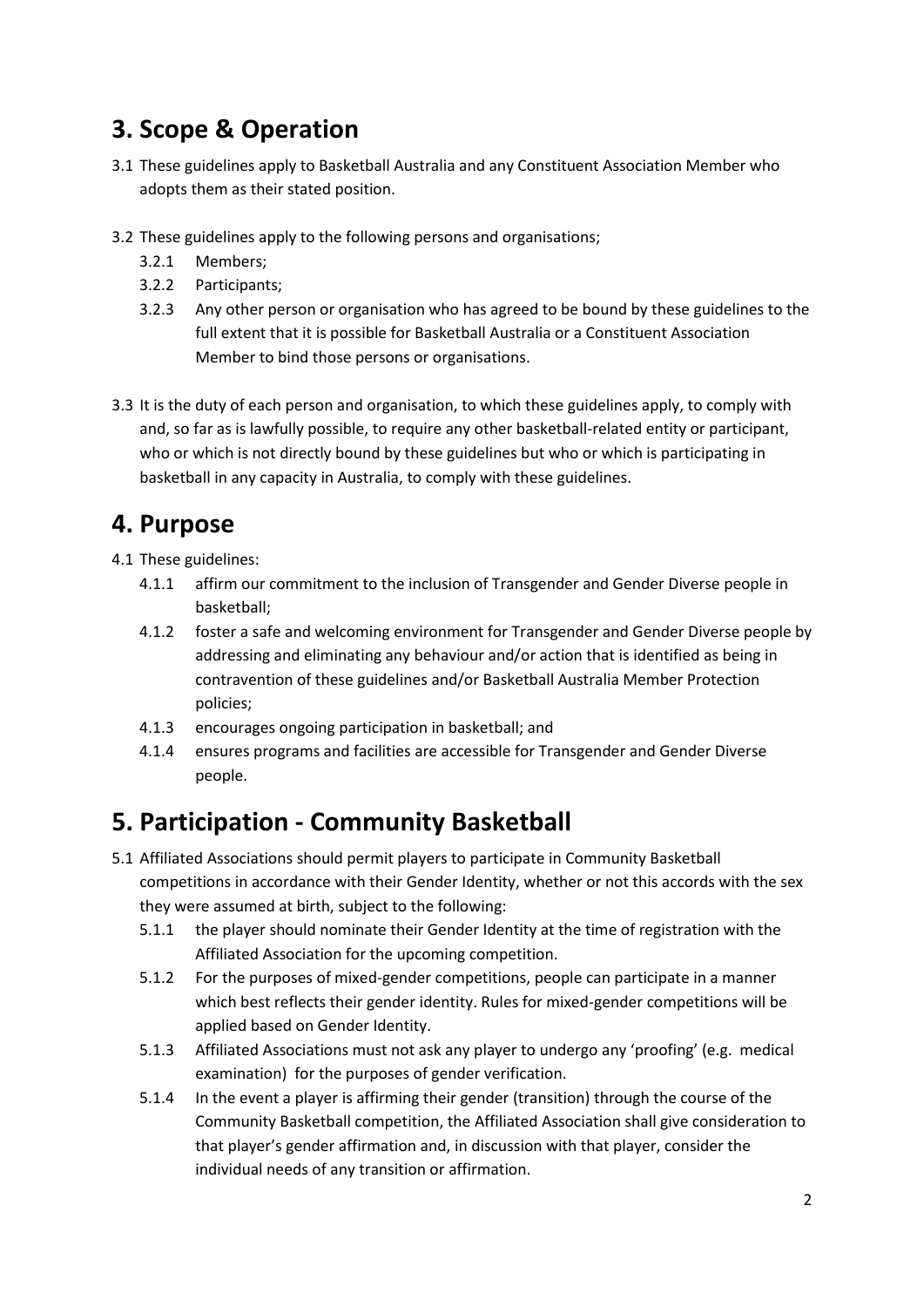## 3. Scope & Operation

3.1 These guidelines apply to Basketball Australia and any Constituent Association Member who adopts them as their stated position.

3.2 These guidelines apply to the following persons and organisations;

- 3.2.1 Members;
- 3.2.2 Participants;
- 3.2.3 Any other person or organisation who has agreed to be bound by these guidelines to the full extent that it is possible for Basketball Australia or a Constituent Association Member to bind those persons or organisations.

3.3 It is the duty of each person and organisation, to which these guidelines apply, to comply with and, so far as is lawfully possible, to require any other basketball-related entity or participant, who or which is not directly bound by these guidelines but who or which is participating in basketball in any capacity in Australia, to comply with these guidelines.

## 4. Purpose

4.1 These guidelines:

- 4.1.1 affirm our commitment to the inclusion of Transgender and Gender Diverse people in basketball;
- 4.1.2 foster a safe and welcoming environment for Transgender and Gender Diverse people by addressing and eliminating any behaviour and/or action that is identified as being in contravention of these guidelines and/or Basketball Australia Member Protection policies;
- 4.1.3 encourages ongoing participation in basketball; and
- 4.1.4 ensures programs and facilities are accessible for Transgender and Gender Diverse people.

## 5. Participation - Community Basketball

5.1 Affiliated Associations should permit players to participate in Community Basketball competitions in accordance with their Gender Identity, whether or not this accords with the sex they were assumed at birth, subject to the following:

- 5.1.1 the player should nominate their Gender Identity at the time of registration with the Affiliated Association for the upcoming competition.
- 5.1.2 For the purposes of mixed-gender competitions, people can participate in a manner which best reflects their gender identity. Rules for mixed-gender competitions will be applied based on Gender Identity.
- 5.1.3 Affiliated Associations must not ask any player to undergo any 'proofing' (e.g. medical examination) for the purposes of gender verification.
- 5.1.4 In the event a player is affirming their gender (transition) through the course of the Community Basketball competition, the Affiliated Association shall give consideration to that player's gender affirmation and, in discussion with that player, consider the individual needs of any transition or affirmation.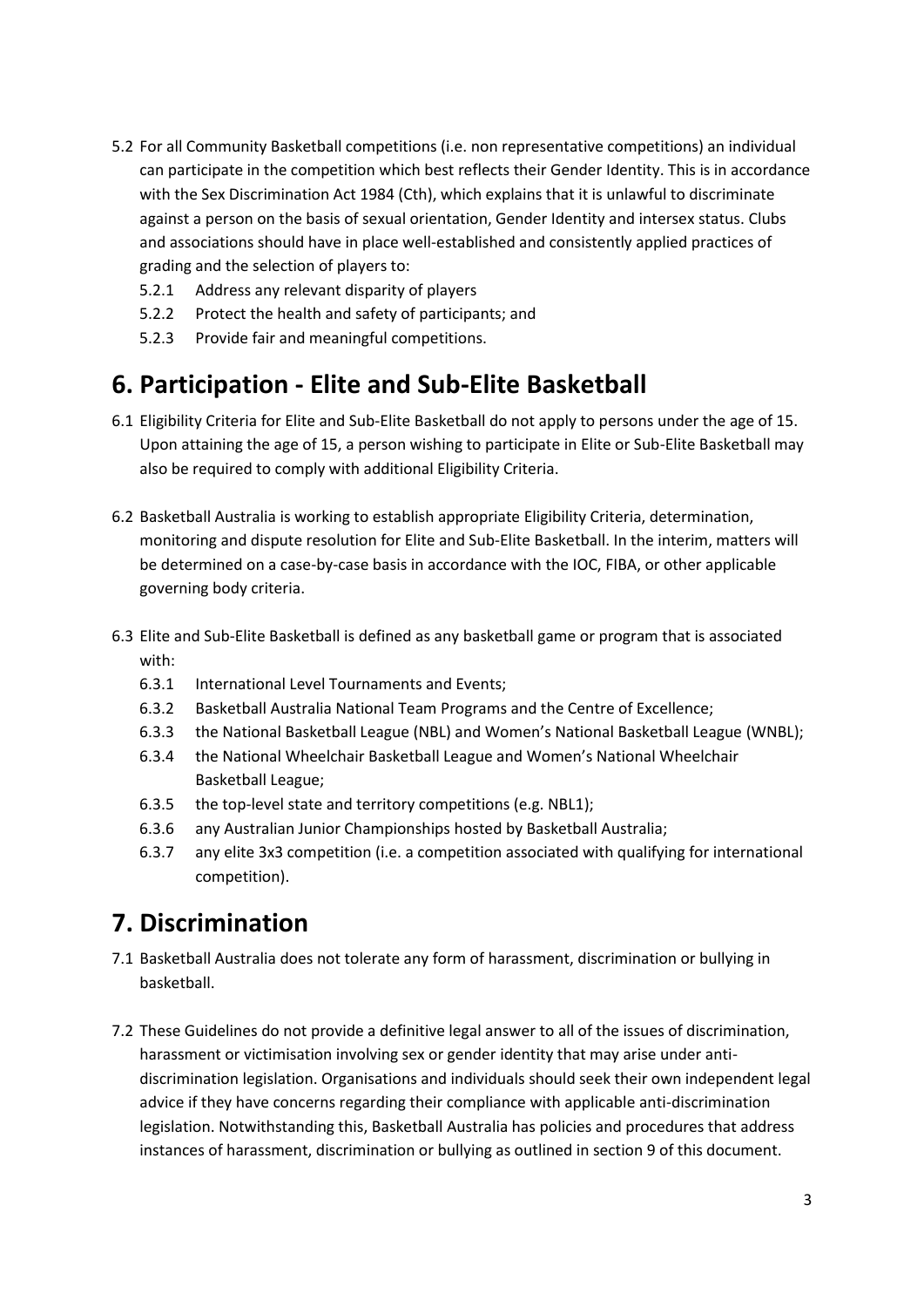5.2 For all Community Basketball competitions (i.e. non representative competitions) an individual can participate in the competition which best reflects their Gender Identity. This is in accordance with the Sex Discrimination Act 1984 (Cth), which explains that it is unlawful to discriminate against a person on the basis of sexual orientation, Gender Identity and intersex status. Clubs and associations should have in place well-established and consistently applied practices of grading and the selection of players to:

- 5.2.1 Address any relevant disparity of players
- 5.2.2 Protect the health and safety of participants; and
- 5.2.3 Provide fair and meaningful competitions.

# 6. Participation - Elite and Sub-Elite Basketball

6.1 Eligibility Criteria for Elite and Sub-Elite Basketball do not apply to persons under the age of 15. Upon attaining the age of 15, a person wishing to participate in Elite or Sub-Elite Basketball may also be required to comply with additional Eligibility Criteria.

6.2 Basketball Australia is working to establish appropriate Eligibility Criteria, determination, monitoring and dispute resolution for Elite and Sub-Elite Basketball. In the interim, matters will be determined on a case-by-case basis in accordance with the IOC, FIBA, or other applicable governing body criteria.

6.3 Elite and Sub-Elite Basketball is defined as any basketball game or program that is associated with:

- 6.3.1 International Level Tournaments and Events;
- 6.3.2 Basketball Australia National Team Programs and the Centre of Excellence;
- 6.3.3 the National Basketball League (NBL) and Women's National Basketball League (WNBL);
- 6.3.4 the National Wheelchair Basketball League and Women's National Wheelchair Basketball League;
- 6.3.5 the top-level state and territory competitions (e.g. NBL1);
- 6.3.6 any Australian Junior Championships hosted by Basketball Australia;
- 6.3.7 any elite 3x3 competition (i.e. a competition associated with qualifying for international competition).

# 7. Discrimination

7.1 Basketball Australia does not tolerate any form of harassment, discrimination or bullying in basketball.

7.2 These Guidelines do not provide a definitive legal answer to all of the issues of discrimination, harassment or victimisation involving sex or gender identity that may arise under anti-discrimination legislation. Organisations and individuals should seek their own independent legal advice if they have concerns regarding their compliance with applicable anti-discrimination legislation. Notwithstanding this, Basketball Australia has policies and procedures that address instances of harassment, discrimination or bullying as outlined in section 9 of this document.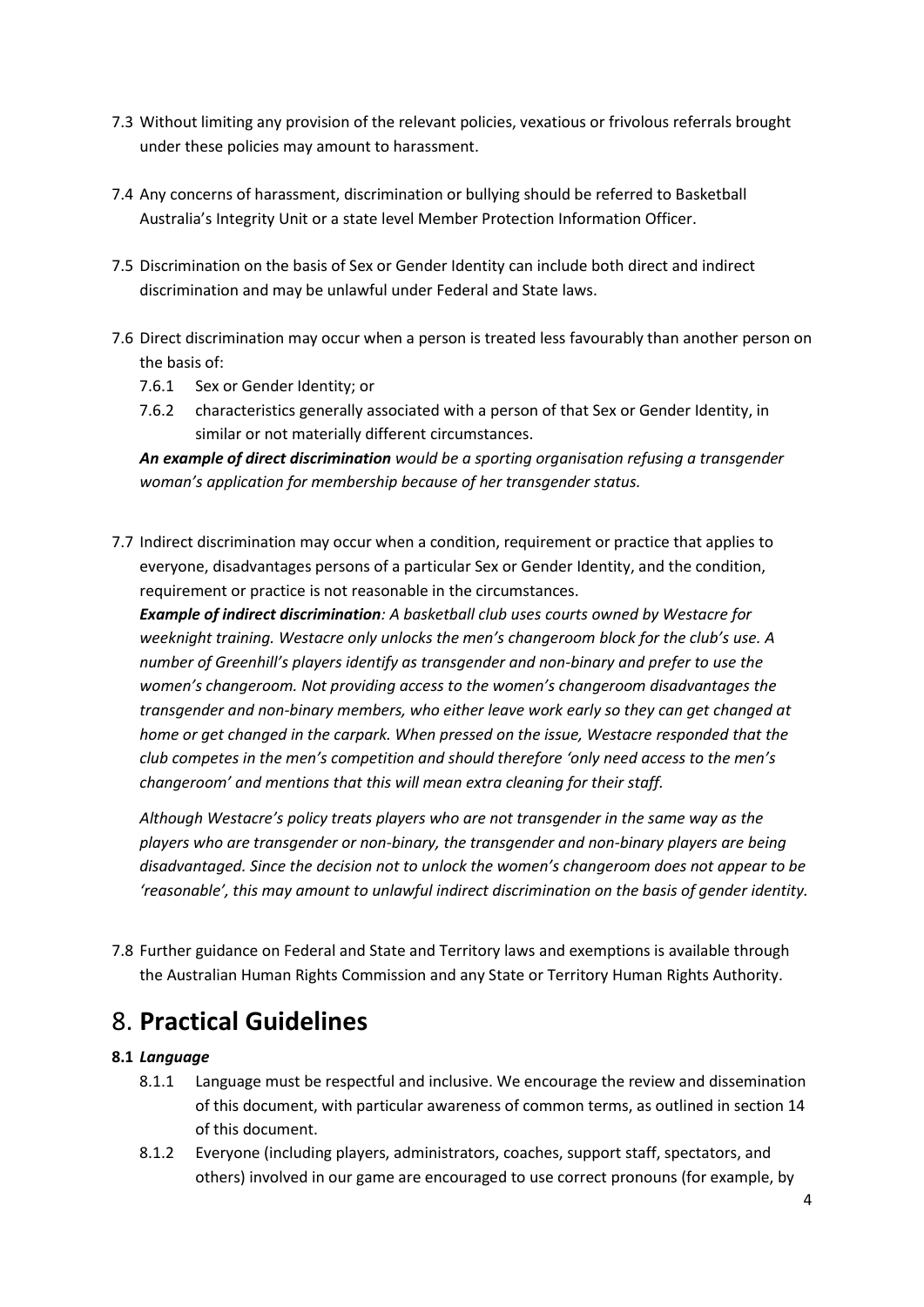7.3 Without limiting any provision of the relevant policies, vexatious or frivolous referrals brought under these policies may amount to harassment.

7.4 Any concerns of harassment, discrimination or bullying should be referred to Basketball Australia's Integrity Unit or a state level Member Protection Information Officer.

7.5 Discrimination on the basis of Sex or Gender Identity can include both direct and indirect discrimination and may be unlawful under Federal and State laws.

7.6 Direct discrimination may occur when a person is treated less favourably than another person on the basis of:

   7.6.1 Sex or Gender Identity; or

   7.6.2 characteristics generally associated with a person of that Sex or Gender Identity, in similar or not materially different circumstances.

***An example of direct discrimination*** *would be a sporting organisation refusing a transgender woman's application for membership because of her transgender status.*

7.7 Indirect discrimination may occur when a condition, requirement or practice that applies to everyone, disadvantages persons of a particular Sex or Gender Identity, and the condition, requirement or practice is not reasonable in the circumstances.

***Example of indirect discrimination****: A basketball club uses courts owned by Westacre for weeknight training. Westacre only unlocks the men's changeroom block for the club's use. A number of Greenhill's players identify as transgender and non-binary and prefer to use the women's changeroom. Not providing access to the women's changeroom disadvantages the transgender and non-binary members, who either leave work early so they can get changed at home or get changed in the carpark. When pressed on the issue, Westacre responded that the club competes in the men's competition and should therefore 'only need access to the men's changeroom' and mentions that this will mean extra cleaning for their staff.*

*Although Westacre's policy treats players who are not transgender in the same way as the players who are transgender or non-binary, the transgender and non-binary players are being disadvantaged. Since the decision not to unlock the women's changeroom does not appear to be 'reasonable', this may amount to unlawful indirect discrimination on the basis of gender identity.*

7.8 Further guidance on Federal and State and Territory laws and exemptions is available through the Australian Human Rights Commission and any State or Territory Human Rights Authority.

# 8. **Practical Guidelines**

**8.1** ***Language***

   8.1.1 Language must be respectful and inclusive. We encourage the review and dissemination of this document, with particular awareness of common terms, as outlined in section 14 of this document.

   8.1.2 Everyone (including players, administrators, coaches, support staff, spectators, and others) involved in our game are encouraged to use correct pronouns (for example, by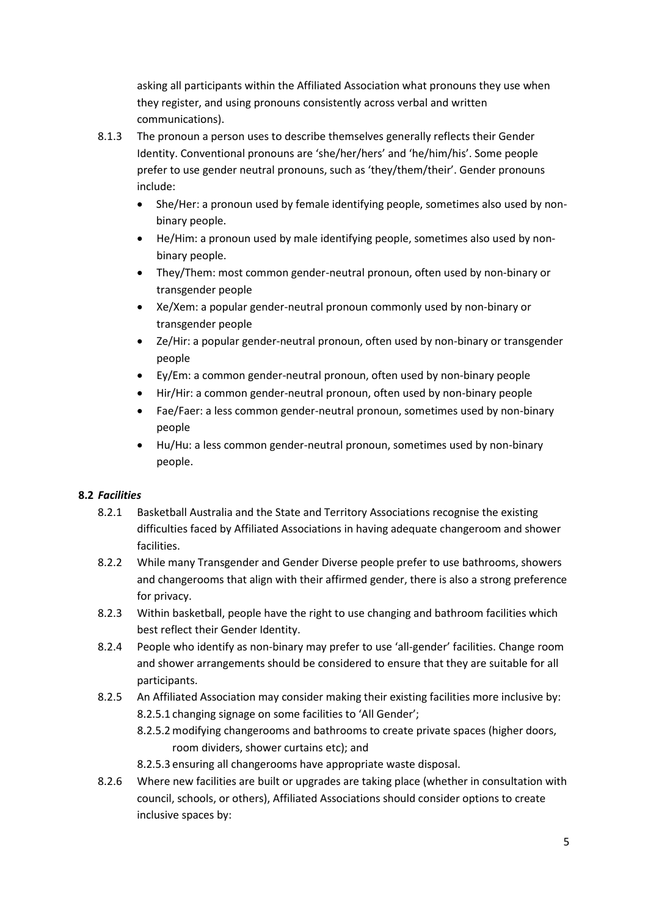asking all participants within the Affiliated Association what pronouns they use when they register, and using pronouns consistently across verbal and written communications).

8.1.3 The pronoun a person uses to describe themselves generally reflects their Gender Identity. Conventional pronouns are 'she/her/hers' and 'he/him/his'. Some people prefer to use gender neutral pronouns, such as 'they/them/their'. Gender pronouns include:

- She/Her: a pronoun used by female identifying people, sometimes also used by non-binary people.
- He/Him: a pronoun used by male identifying people, sometimes also used by non-binary people.
- They/Them: most common gender-neutral pronoun, often used by non-binary or transgender people
- Xe/Xem: a popular gender-neutral pronoun commonly used by non-binary or transgender people
- Ze/Hir: a popular gender-neutral pronoun, often used by non-binary or transgender people
- Ey/Em: a common gender-neutral pronoun, often used by non-binary people
- Hir/Hir: a common gender-neutral pronoun, often used by non-binary people
- Fae/Faer: a less common gender-neutral pronoun, sometimes used by non-binary people
- Hu/Hu: a less common gender-neutral pronoun, sometimes used by non-binary people.

**8.2 *Facilities***

8.2.1 Basketball Australia and the State and Territory Associations recognise the existing difficulties faced by Affiliated Associations in having adequate changeroom and shower facilities.

8.2.2 While many Transgender and Gender Diverse people prefer to use bathrooms, showers and changerooms that align with their affirmed gender, there is also a strong preference for privacy.

8.2.3 Within basketball, people have the right to use changing and bathroom facilities which best reflect their Gender Identity.

8.2.4 People who identify as non-binary may prefer to use 'all-gender' facilities. Change room and shower arrangements should be considered to ensure that they are suitable for all participants.

8.2.5 An Affiliated Association may consider making their existing facilities more inclusive by:

8.2.5.1 changing signage on some facilities to 'All Gender';

8.2.5.2 modifying changerooms and bathrooms to create private spaces (higher doors, room dividers, shower curtains etc); and

8.2.5.3 ensuring all changerooms have appropriate waste disposal.

8.2.6 Where new facilities are built or upgrades are taking place (whether in consultation with council, schools, or others), Affiliated Associations should consider options to create inclusive spaces by: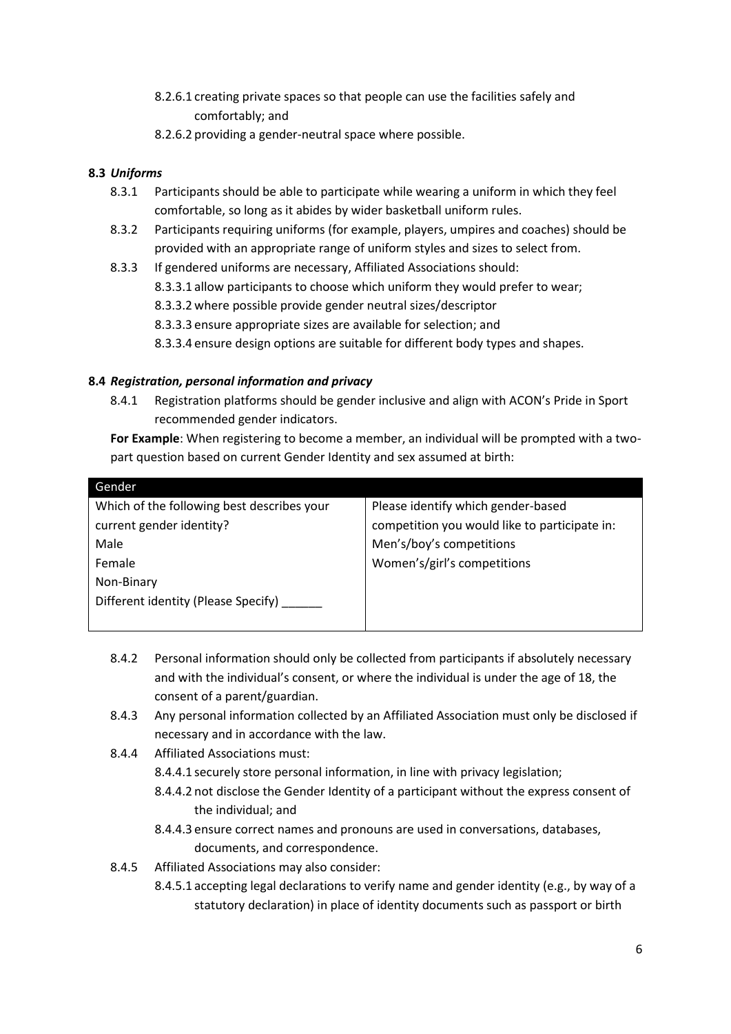8.2.6.1 creating private spaces so that people can use the facilities safely and comfortably; and

8.2.6.2 providing a gender-neutral space where possible.

**8.3** ***Uniforms***

8.3.1 Participants should be able to participate while wearing a uniform in which they feel comfortable, so long as it abides by wider basketball uniform rules.

8.3.2 Participants requiring uniforms (for example, players, umpires and coaches) should be provided with an appropriate range of uniform styles and sizes to select from.

8.3.3 If gendered uniforms are necessary, Affiliated Associations should:

8.3.3.1 allow participants to choose which uniform they would prefer to wear;

8.3.3.2 where possible provide gender neutral sizes/descriptor

8.3.3.3 ensure appropriate sizes are available for selection; and

8.3.3.4 ensure design options are suitable for different body types and shapes.

**8.4** ***Registration, personal information and privacy***

8.4.1 Registration platforms should be gender inclusive and align with ACON's Pride in Sport recommended gender indicators.

**For Example**: When registering to become a member, an individual will be prompted with a two-part question based on current Gender Identity and sex assumed at birth:

| Gender | |
|---|---|
| Which of the following best describes your current gender identity?<br>Male<br>Female<br>Non-Binary<br>Different identity (Please Specify) ______ | Please identify which gender-based competition you would like to participate in:<br>Men's/boy's competitions<br>Women's/girl's competitions |

8.4.2 Personal information should only be collected from participants if absolutely necessary and with the individual's consent, or where the individual is under the age of 18, the consent of a parent/guardian.

8.4.3 Any personal information collected by an Affiliated Association must only be disclosed if necessary and in accordance with the law.

8.4.4 Affiliated Associations must:

8.4.4.1 securely store personal information, in line with privacy legislation;

8.4.4.2 not disclose the Gender Identity of a participant without the express consent of the individual; and

8.4.4.3 ensure correct names and pronouns are used in conversations, databases, documents, and correspondence.

8.4.5 Affiliated Associations may also consider:

8.4.5.1 accepting legal declarations to verify name and gender identity (e.g., by way of a statutory declaration) in place of identity documents such as passport or birth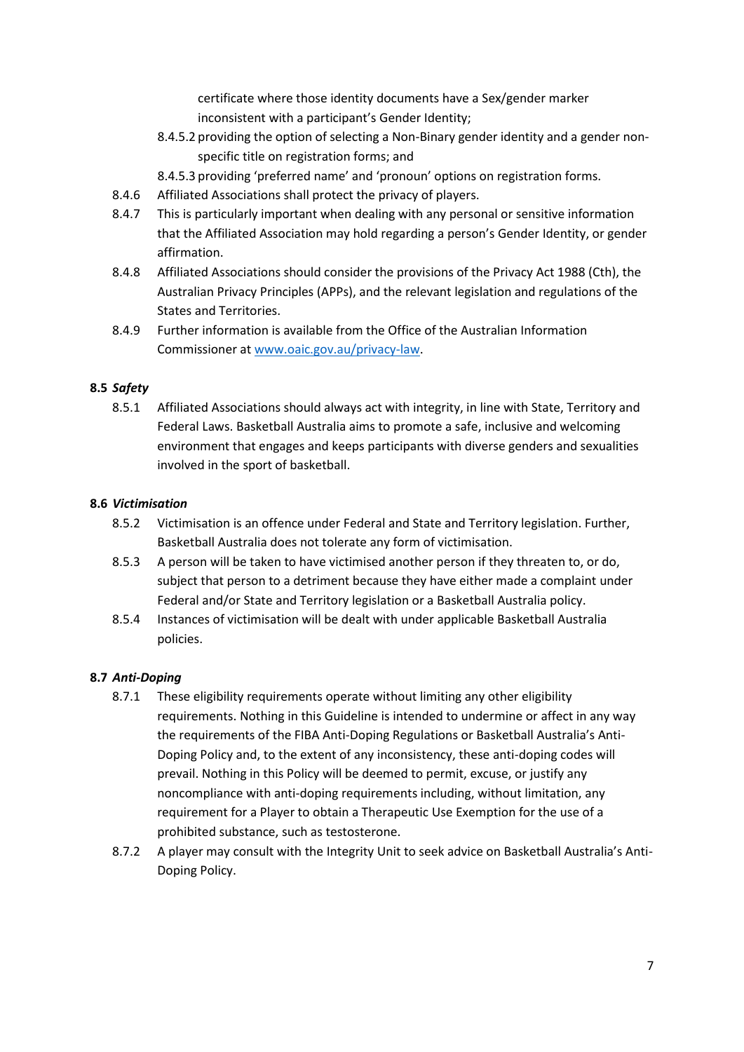certificate where those identity documents have a Sex/gender marker inconsistent with a participant's Gender Identity;

8.4.5.2 providing the option of selecting a Non-Binary gender identity and a gender non-specific title on registration forms; and

8.4.5.3 providing 'preferred name' and 'pronoun' options on registration forms.

8.4.6 Affiliated Associations shall protect the privacy of players.

8.4.7 This is particularly important when dealing with any personal or sensitive information that the Affiliated Association may hold regarding a person's Gender Identity, or gender affirmation.

8.4.8 Affiliated Associations should consider the provisions of the Privacy Act 1988 (Cth), the Australian Privacy Principles (APPs), and the relevant legislation and regulations of the States and Territories.

8.4.9 Further information is available from the Office of the Australian Information Commissioner at [www.oaic.gov.au/privacy-law](www.oaic.gov.au/privacy-law).

**8.5 *Safety***

8.5.1 Affiliated Associations should always act with integrity, in line with State, Territory and Federal Laws. Basketball Australia aims to promote a safe, inclusive and welcoming environment that engages and keeps participants with diverse genders and sexualities involved in the sport of basketball.

**8.6 *Victimisation***

8.5.2 Victimisation is an offence under Federal and State and Territory legislation. Further, Basketball Australia does not tolerate any form of victimisation.

8.5.3 A person will be taken to have victimised another person if they threaten to, or do, subject that person to a detriment because they have either made a complaint under Federal and/or State and Territory legislation or a Basketball Australia policy.

8.5.4 Instances of victimisation will be dealt with under applicable Basketball Australia policies.

**8.7 *Anti-Doping***

8.7.1 These eligibility requirements operate without limiting any other eligibility requirements. Nothing in this Guideline is intended to undermine or affect in any way the requirements of the FIBA Anti-Doping Regulations or Basketball Australia's Anti-Doping Policy and, to the extent of any inconsistency, these anti-doping codes will prevail. Nothing in this Policy will be deemed to permit, excuse, or justify any noncompliance with anti-doping requirements including, without limitation, any requirement for a Player to obtain a Therapeutic Use Exemption for the use of a prohibited substance, such as testosterone.

8.7.2 A player may consult with the Integrity Unit to seek advice on Basketball Australia's Anti-Doping Policy.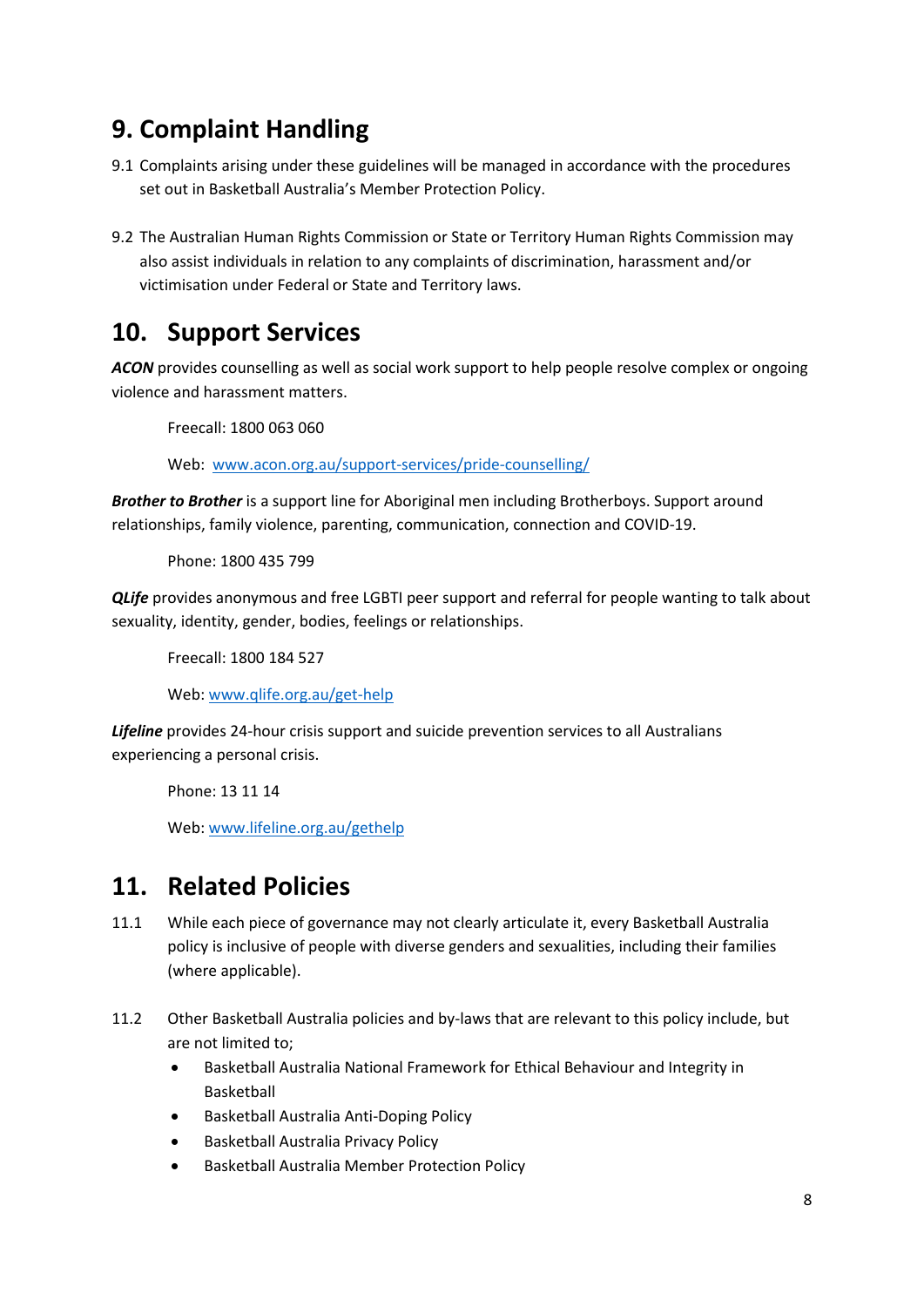## 9. Complaint Handling

9.1 Complaints arising under these guidelines will be managed in accordance with the procedures set out in Basketball Australia's Member Protection Policy.

9.2 The Australian Human Rights Commission or State or Territory Human Rights Commission may also assist individuals in relation to any complaints of discrimination, harassment and/or victimisation under Federal or State and Territory laws.

## 10. Support Services

***ACON*** provides counselling as well as social work support to help people resolve complex or ongoing violence and harassment matters.

Freecall: 1800 063 060

Web: [www.acon.org.au/support-services/pride-counselling/](http://www.acon.org.au/support-services/pride-counselling/)

***Brother to Brother*** is a support line for Aboriginal men including Brotherboys. Support around relationships, family violence, parenting, communication, connection and COVID-19.

Phone: 1800 435 799

***QLife*** provides anonymous and free LGBTI peer support and referral for people wanting to talk about sexuality, identity, gender, bodies, feelings or relationships.

Freecall: 1800 184 527

Web: [www.qlife.org.au/get-help](http://www.qlife.org.au/get-help)

***Lifeline*** provides 24-hour crisis support and suicide prevention services to all Australians experiencing a personal crisis.

Phone: 13 11 14

Web: [www.lifeline.org.au/gethelp](http://www.lifeline.org.au/gethelp)

## 11. Related Policies

11.1 While each piece of governance may not clearly articulate it, every Basketball Australia policy is inclusive of people with diverse genders and sexualities, including their families (where applicable).

11.2 Other Basketball Australia policies and by-laws that are relevant to this policy include, but are not limited to;

- Basketball Australia National Framework for Ethical Behaviour and Integrity in Basketball
- Basketball Australia Anti-Doping Policy
- Basketball Australia Privacy Policy
- Basketball Australia Member Protection Policy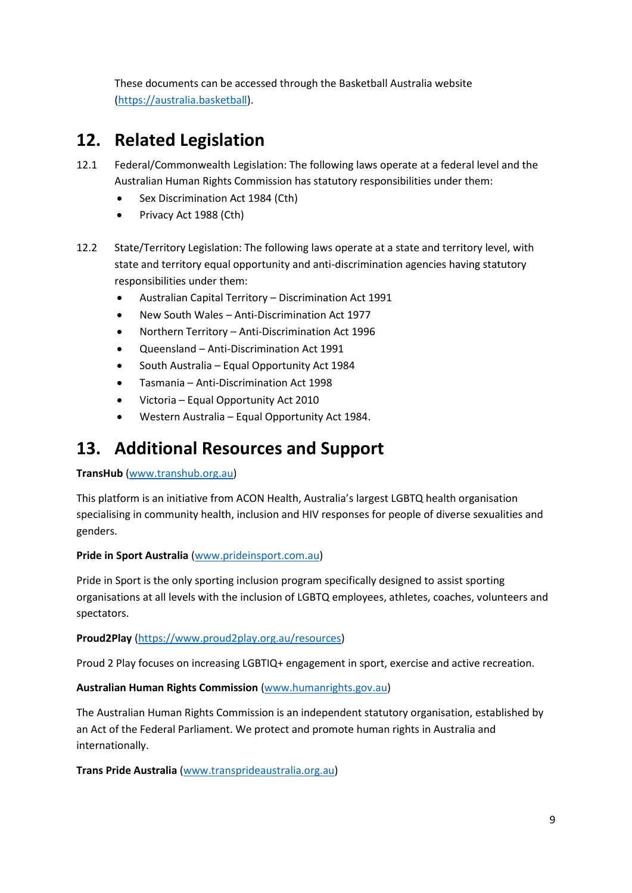These documents can be accessed through the Basketball Australia website (https://australia.basketball).

## 12. Related Legislation

12.1 Federal/Commonwealth Legislation: The following laws operate at a federal level and the Australian Human Rights Commission has statutory responsibilities under them:

- Sex Discrimination Act 1984 (Cth)
- Privacy Act 1988 (Cth)

12.2 State/Territory Legislation: The following laws operate at a state and territory level, with state and territory equal opportunity and anti-discrimination agencies having statutory responsibilities under them:

- Australian Capital Territory – Discrimination Act 1991
- New South Wales – Anti-Discrimination Act 1977
- Northern Territory – Anti-Discrimination Act 1996
- Queensland – Anti-Discrimination Act 1991
- South Australia – Equal Opportunity Act 1984
- Tasmania – Anti-Discrimination Act 1998
- Victoria – Equal Opportunity Act 2010
- Western Australia – Equal Opportunity Act 1984.

## 13. Additional Resources and Support

**TransHub** (www.transhub.org.au)

This platform is an initiative from ACON Health, Australia's largest LGBTQ health organisation specialising in community health, inclusion and HIV responses for people of diverse sexualities and genders.

**Pride in Sport Australia** (www.prideinsport.com.au)

Pride in Sport is the only sporting inclusion program specifically designed to assist sporting organisations at all levels with the inclusion of LGBTQ employees, athletes, coaches, volunteers and spectators.

**Proud2Play** (https://www.proud2play.org.au/resources)

Proud 2 Play focuses on increasing LGBTIQ+ engagement in sport, exercise and active recreation.

**Australian Human Rights Commission** (www.humanrights.gov.au)

The Australian Human Rights Commission is an independent statutory organisation, established by an Act of the Federal Parliament. We protect and promote human rights in Australia and internationally.

**Trans Pride Australia** (www.transprideaustralia.org.au)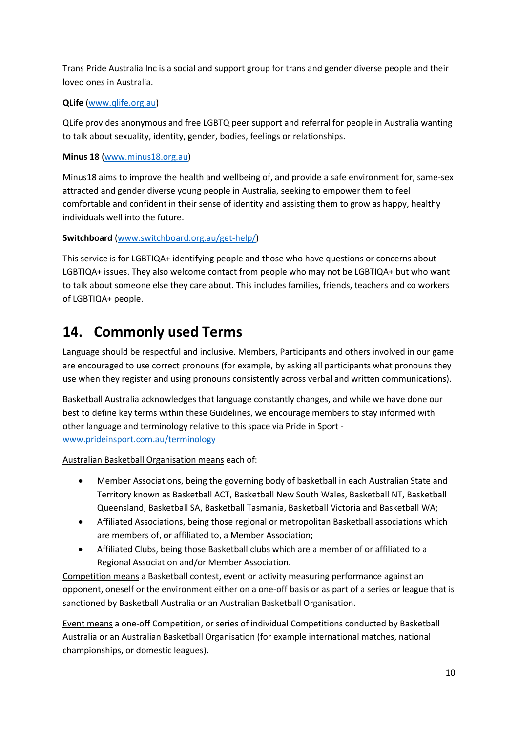Trans Pride Australia Inc is a social and support group for trans and gender diverse people and their loved ones in Australia.

**QLife** (www.qlife.org.au)

QLife provides anonymous and free LGBTQ peer support and referral for people in Australia wanting to talk about sexuality, identity, gender, bodies, feelings or relationships.

**Minus 18** (www.minus18.org.au)

Minus18 aims to improve the health and wellbeing of, and provide a safe environment for, same-sex attracted and gender diverse young people in Australia, seeking to empower them to feel comfortable and confident in their sense of identity and assisting them to grow as happy, healthy individuals well into the future.

**Switchboard** (www.switchboard.org.au/get-help/)

This service is for LGBTIQA+ identifying people and those who have questions or concerns about LGBTIQA+ issues. They also welcome contact from people who may not be LGBTIQA+ but who want to talk about someone else they care about. This includes families, friends, teachers and co workers of LGBTIQA+ people.

# 14. Commonly used Terms

Language should be respectful and inclusive. Members, Participants and others involved in our game are encouraged to use correct pronouns (for example, by asking all participants what pronouns they use when they register and using pronouns consistently across verbal and written communications).

Basketball Australia acknowledges that language constantly changes, and while we have done our best to define key terms within these Guidelines, we encourage members to stay informed with other language and terminology relative to this space via Pride in Sport - www.prideinsport.com.au/terminology

Australian Basketball Organisation means each of:

- Member Associations, being the governing body of basketball in each Australian State and Territory known as Basketball ACT, Basketball New South Wales, Basketball NT, Basketball Queensland, Basketball SA, Basketball Tasmania, Basketball Victoria and Basketball WA;
- Affiliated Associations, being those regional or metropolitan Basketball associations which are members of, or affiliated to, a Member Association;
- Affiliated Clubs, being those Basketball clubs which are a member of or affiliated to a Regional Association and/or Member Association.

Competition means a Basketball contest, event or activity measuring performance against an opponent, oneself or the environment either on a one-off basis or as part of a series or league that is sanctioned by Basketball Australia or an Australian Basketball Organisation.

Event means a one-off Competition, or series of individual Competitions conducted by Basketball Australia or an Australian Basketball Organisation (for example international matches, national championships, or domestic leagues).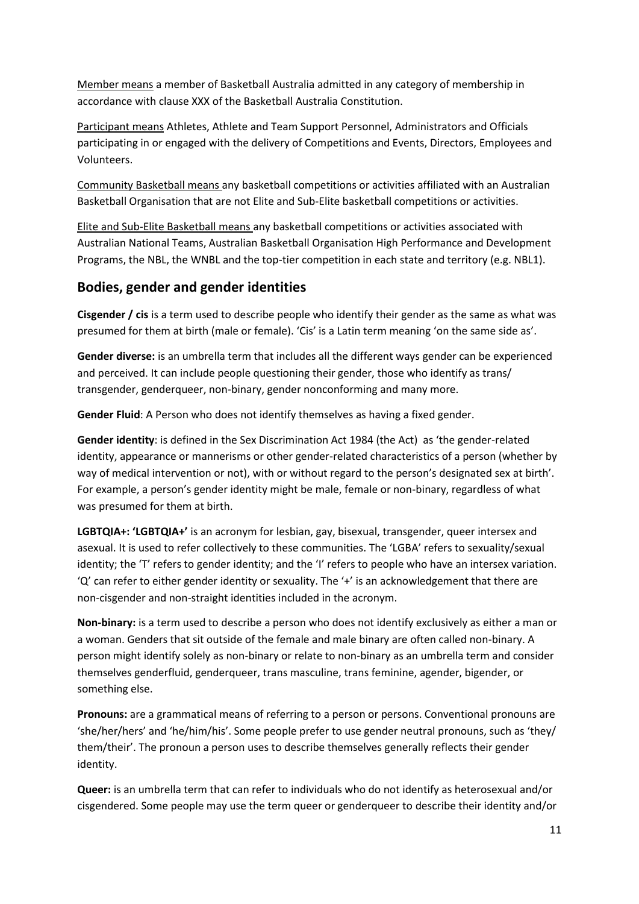Member means a member of Basketball Australia admitted in any category of membership in accordance with clause XXX of the Basketball Australia Constitution.

Participant means Athletes, Athlete and Team Support Personnel, Administrators and Officials participating in or engaged with the delivery of Competitions and Events, Directors, Employees and Volunteers.

Community Basketball means any basketball competitions or activities affiliated with an Australian Basketball Organisation that are not Elite and Sub-Elite basketball competitions or activities.

Elite and Sub-Elite Basketball means any basketball competitions or activities associated with Australian National Teams, Australian Basketball Organisation High Performance and Development Programs, the NBL, the WNBL and the top-tier competition in each state and territory (e.g. NBL1).

## Bodies, gender and gender identities

**Cisgender / cis** is a term used to describe people who identify their gender as the same as what was presumed for them at birth (male or female). 'Cis' is a Latin term meaning 'on the same side as'.

**Gender diverse:** is an umbrella term that includes all the different ways gender can be experienced and perceived. It can include people questioning their gender, those who identify as trans/ transgender, genderqueer, non-binary, gender nonconforming and many more.

**Gender Fluid**: A Person who does not identify themselves as having a fixed gender.

**Gender identity**: is defined in the Sex Discrimination Act 1984 (the Act) as 'the gender-related identity, appearance or mannerisms or other gender-related characteristics of a person (whether by way of medical intervention or not), with or without regard to the person's designated sex at birth'. For example, a person's gender identity might be male, female or non-binary, regardless of what was presumed for them at birth.

**LGBTQIA+: 'LGBTQIA+'** is an acronym for lesbian, gay, bisexual, transgender, queer intersex and asexual. It is used to refer collectively to these communities. The 'LGBA' refers to sexuality/sexual identity; the 'T' refers to gender identity; and the 'I' refers to people who have an intersex variation. 'Q' can refer to either gender identity or sexuality. The '+' is an acknowledgement that there are non-cisgender and non-straight identities included in the acronym.

**Non-binary:** is a term used to describe a person who does not identify exclusively as either a man or a woman. Genders that sit outside of the female and male binary are often called non-binary. A person might identify solely as non-binary or relate to non-binary as an umbrella term and consider themselves genderfluid, genderqueer, trans masculine, trans feminine, agender, bigender, or something else.

**Pronouns:** are a grammatical means of referring to a person or persons. Conventional pronouns are 'she/her/hers' and 'he/him/his'. Some people prefer to use gender neutral pronouns, such as 'they/ them/their'. The pronoun a person uses to describe themselves generally reflects their gender identity.

**Queer:** is an umbrella term that can refer to individuals who do not identify as heterosexual and/or cisgendered. Some people may use the term queer or genderqueer to describe their identity and/or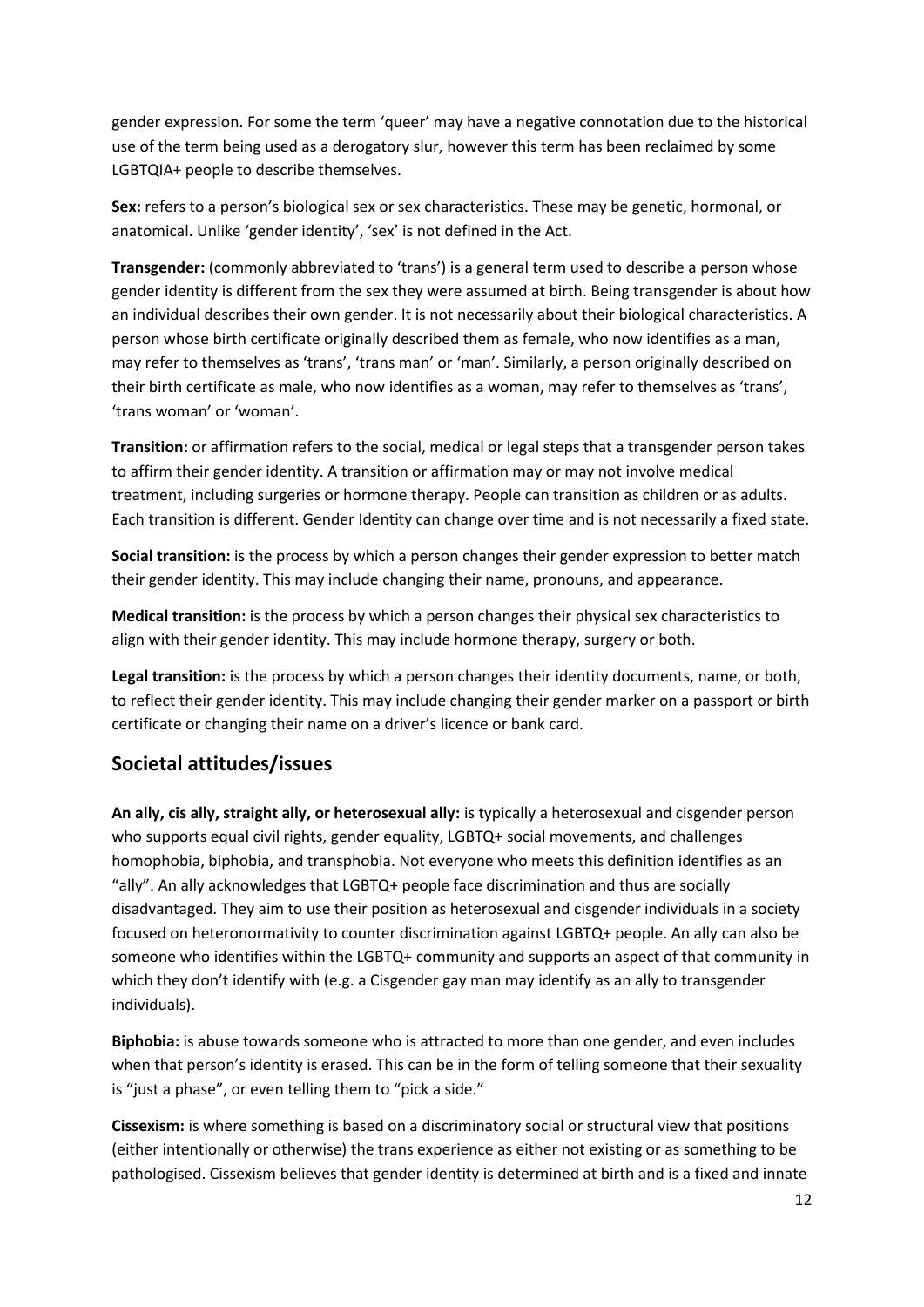gender expression. For some the term 'queer' may have a negative connotation due to the historical use of the term being used as a derogatory slur, however this term has been reclaimed by some LGBTQIA+ people to describe themselves.

**Sex:** refers to a person's biological sex or sex characteristics. These may be genetic, hormonal, or anatomical. Unlike 'gender identity', 'sex' is not defined in the Act.

**Transgender:** (commonly abbreviated to 'trans') is a general term used to describe a person whose gender identity is different from the sex they were assumed at birth. Being transgender is about how an individual describes their own gender. It is not necessarily about their biological characteristics. A person whose birth certificate originally described them as female, who now identifies as a man, may refer to themselves as 'trans', 'trans man' or 'man'. Similarly, a person originally described on their birth certificate as male, who now identifies as a woman, may refer to themselves as 'trans', 'trans woman' or 'woman'.

**Transition:** or affirmation refers to the social, medical or legal steps that a transgender person takes to affirm their gender identity. A transition or affirmation may or may not involve medical treatment, including surgeries or hormone therapy. People can transition as children or as adults. Each transition is different. Gender Identity can change over time and is not necessarily a fixed state.

**Social transition:** is the process by which a person changes their gender expression to better match their gender identity. This may include changing their name, pronouns, and appearance.

**Medical transition:** is the process by which a person changes their physical sex characteristics to align with their gender identity. This may include hormone therapy, surgery or both.

**Legal transition:** is the process by which a person changes their identity documents, name, or both, to reflect their gender identity. This may include changing their gender marker on a passport or birth certificate or changing their name on a driver's licence or bank card.

## Societal attitudes/issues

**An ally, cis ally, straight ally, or heterosexual ally:** is typically a heterosexual and cisgender person who supports equal civil rights, gender equality, LGBTQ+ social movements, and challenges homophobia, biphobia, and transphobia. Not everyone who meets this definition identifies as an "ally". An ally acknowledges that LGBTQ+ people face discrimination and thus are socially disadvantaged. They aim to use their position as heterosexual and cisgender individuals in a society focused on heteronormativity to counter discrimination against LGBTQ+ people. An ally can also be someone who identifies within the LGBTQ+ community and supports an aspect of that community in which they don't identify with (e.g. a Cisgender gay man may identify as an ally to transgender individuals).

**Biphobia:** is abuse towards someone who is attracted to more than one gender, and even includes when that person's identity is erased. This can be in the form of telling someone that their sexuality is "just a phase", or even telling them to "pick a side."

**Cissexism:** is where something is based on a discriminatory social or structural view that positions (either intentionally or otherwise) the trans experience as either not existing or as something to be pathologised. Cissexism believes that gender identity is determined at birth and is a fixed and innate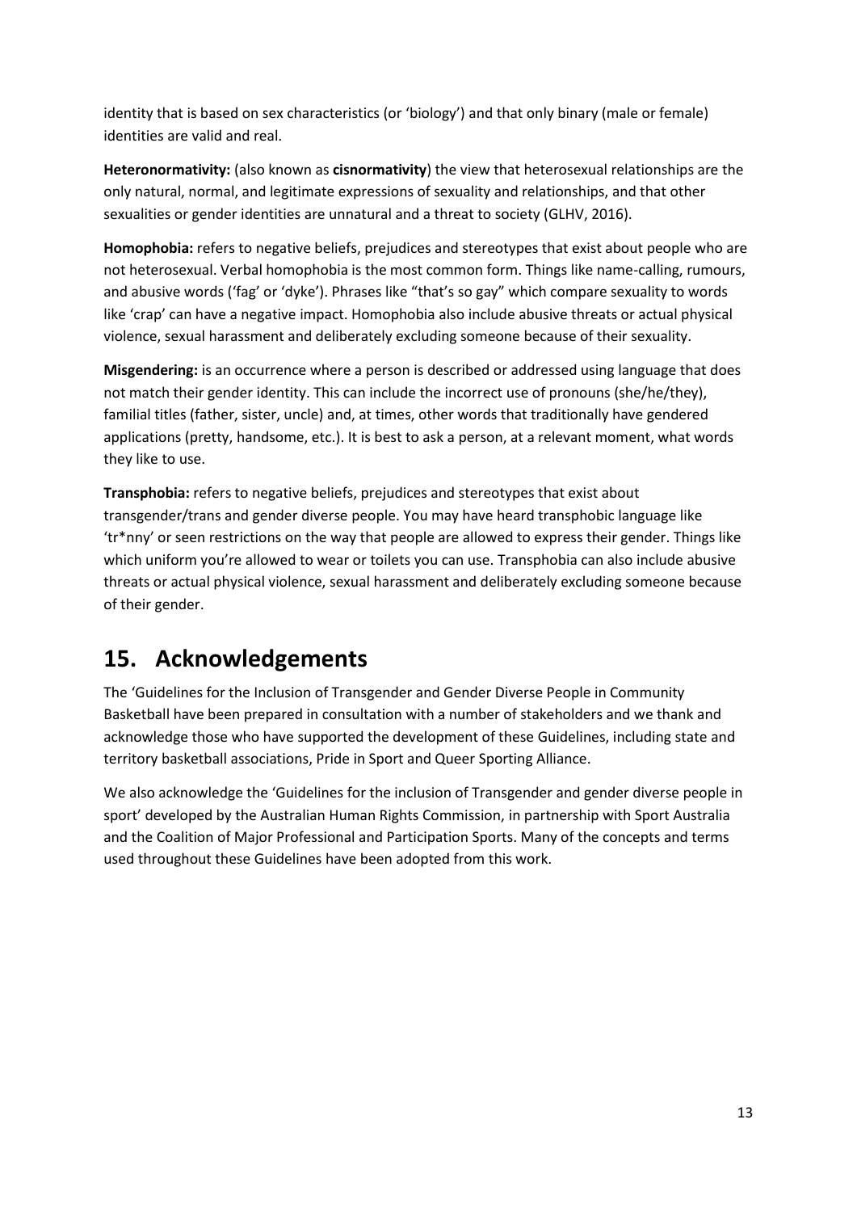identity that is based on sex characteristics (or 'biology') and that only binary (male or female) identities are valid and real.

**Heteronormativity:** (also known as **cisnormativity**) the view that heterosexual relationships are the only natural, normal, and legitimate expressions of sexuality and relationships, and that other sexualities or gender identities are unnatural and a threat to society (GLHV, 2016).

**Homophobia:** refers to negative beliefs, prejudices and stereotypes that exist about people who are not heterosexual. Verbal homophobia is the most common form. Things like name-calling, rumours, and abusive words ('fag' or 'dyke'). Phrases like "that's so gay" which compare sexuality to words like 'crap' can have a negative impact. Homophobia also include abusive threats or actual physical violence, sexual harassment and deliberately excluding someone because of their sexuality.

**Misgendering:** is an occurrence where a person is described or addressed using language that does not match their gender identity. This can include the incorrect use of pronouns (she/he/they), familial titles (father, sister, uncle) and, at times, other words that traditionally have gendered applications (pretty, handsome, etc.). It is best to ask a person, at a relevant moment, what words they like to use.

**Transphobia:** refers to negative beliefs, prejudices and stereotypes that exist about transgender/trans and gender diverse people. You may have heard transphobic language like 'tr*nny' or seen restrictions on the way that people are allowed to express their gender. Things like which uniform you're allowed to wear or toilets you can use. Transphobia can also include abusive threats or actual physical violence, sexual harassment and deliberately excluding someone because of their gender.

## 15. Acknowledgements

The 'Guidelines for the Inclusion of Transgender and Gender Diverse People in Community Basketball have been prepared in consultation with a number of stakeholders and we thank and acknowledge those who have supported the development of these Guidelines, including state and territory basketball associations, Pride in Sport and Queer Sporting Alliance.

We also acknowledge the 'Guidelines for the inclusion of Transgender and gender diverse people in sport' developed by the Australian Human Rights Commission, in partnership with Sport Australia and the Coalition of Major Professional and Participation Sports. Many of the concepts and terms used throughout these Guidelines have been adopted from this work.